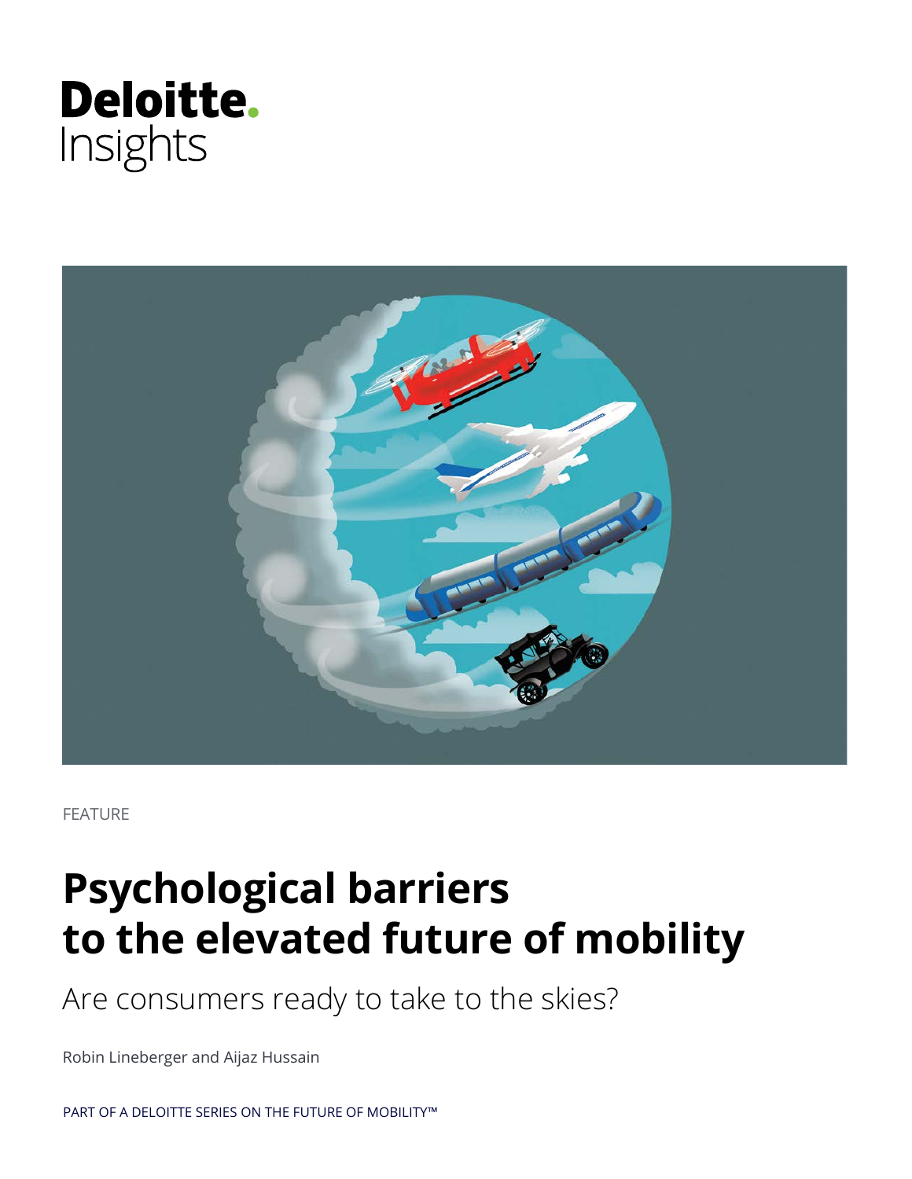Deloitte.
Insights

FEATURE

# Psychological barriers to the elevated future of mobility

## Are consumers ready to take to the skies?

Robin Lineberger and Aijaz Hussain

PART OF A DELOITTE SERIES ON THE FUTURE OF MOBILITY™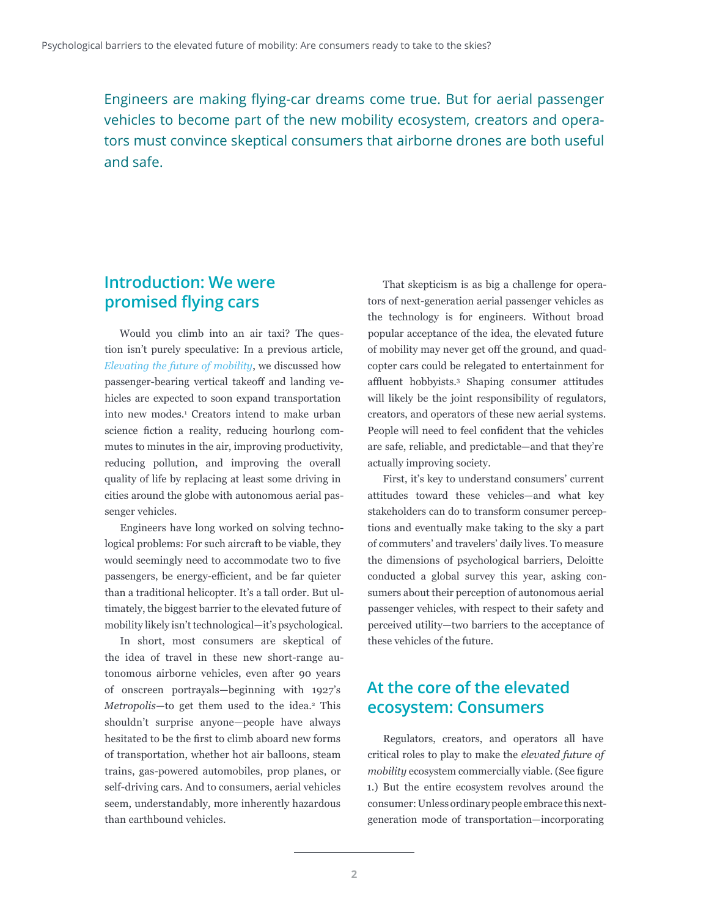Engineers are making flying-car dreams come true. But for aerial passenger vehicles to become part of the new mobility ecosystem, creators and operators must convince skeptical consumers that airborne drones are both useful and safe.

## Introduction: We were promised flying cars

Would you climb into an air taxi? The question isn't purely speculative: In a previous article, *Elevating the future of mobility*, we discussed how passenger-bearing vertical takeoff and landing vehicles are expected to soon expand transportation into new modes.[1] Creators intend to make urban science fiction a reality, reducing hourlong commutes to minutes in the air, improving productivity, reducing pollution, and improving the overall quality of life by replacing at least some driving in cities around the globe with autonomous aerial passenger vehicles.

Engineers have long worked on solving technological problems: For such aircraft to be viable, they would seemingly need to accommodate two to five passengers, be energy-efficient, and be far quieter than a traditional helicopter. It's a tall order. But ultimately, the biggest barrier to the elevated future of mobility likely isn't technological—it's psychological.

In short, most consumers are skeptical of the idea of travel in these new short-range autonomous airborne vehicles, even after 90 years of onscreen portrayals—beginning with 1927's *Metropolis*—to get them used to the idea.[2] This shouldn't surprise anyone—people have always hesitated to be the first to climb aboard new forms of transportation, whether hot air balloons, steam trains, gas-powered automobiles, prop planes, or self-driving cars. And to consumers, aerial vehicles seem, understandably, more inherently hazardous than earthbound vehicles.

That skepticism is as big a challenge for operators of next-generation aerial passenger vehicles as the technology is for engineers. Without broad popular acceptance of the idea, the elevated future of mobility may never get off the ground, and quadcopter cars could be relegated to entertainment for affluent hobbyists.[3] Shaping consumer attitudes will likely be the joint responsibility of regulators, creators, and operators of these new aerial systems. People will need to feel confident that the vehicles are safe, reliable, and predictable—and that they're actually improving society.

First, it's key to understand consumers' current attitudes toward these vehicles—and what key stakeholders can do to transform consumer perceptions and eventually make taking to the sky a part of commuters' and travelers' daily lives. To measure the dimensions of psychological barriers, Deloitte conducted a global survey this year, asking consumers about their perception of autonomous aerial passenger vehicles, with respect to their safety and perceived utility—two barriers to the acceptance of these vehicles of the future.

## At the core of the elevated ecosystem: Consumers

Regulators, creators, and operators all have critical roles to play to make the *elevated future of mobility* ecosystem commercially viable. (See figure 1.) But the entire ecosystem revolves around the consumer: Unless ordinary people embrace this next-generation mode of transportation—incorporating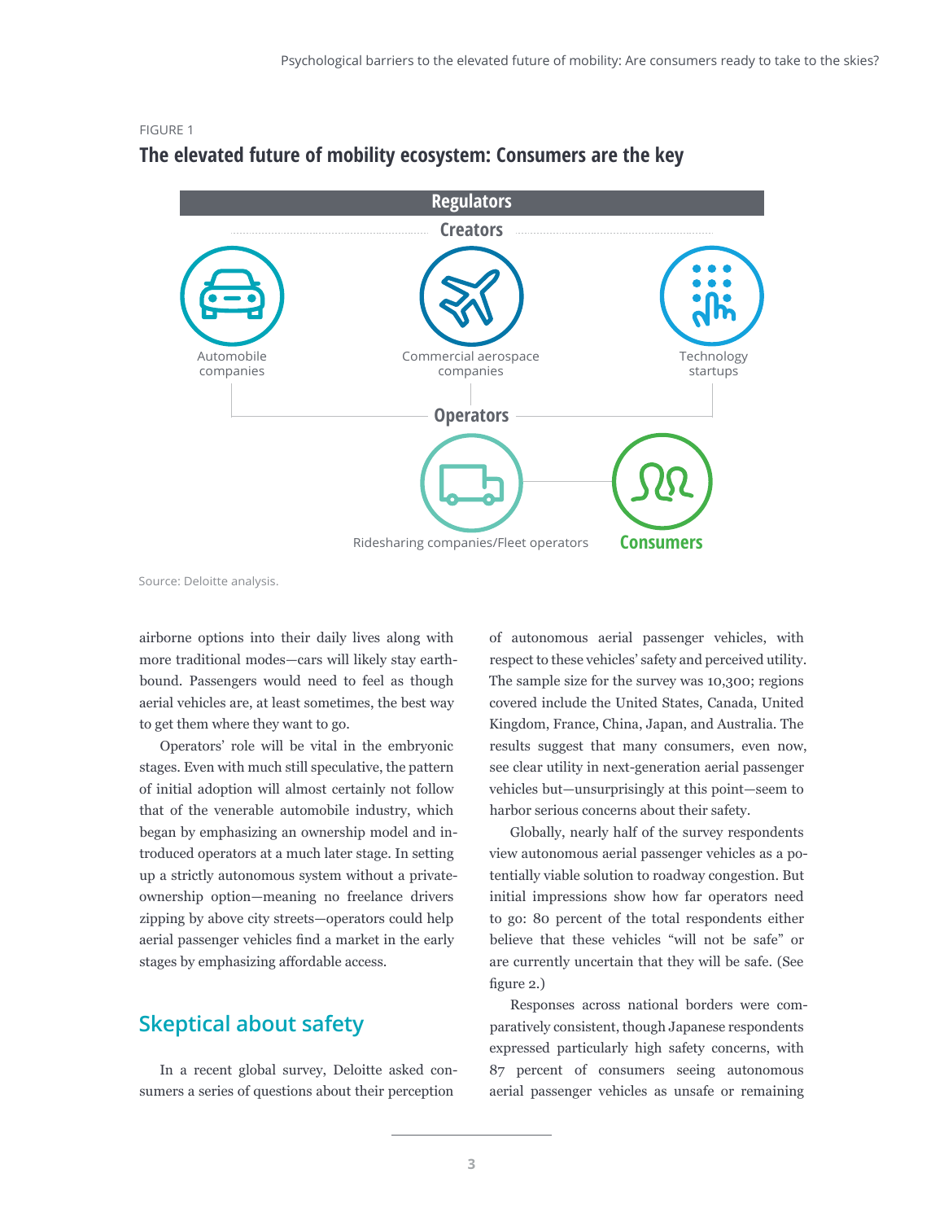FIGURE 1

**The elevated future of mobility ecosystem: Consumers are the key**

Regulators

Creators

Automobile companies

Commercial aerospace companies

Technology startups

Operators

Ridesharing companies/Fleet operators

Consumers

Source: Deloitte analysis.

airborne options into their daily lives along with more traditional modes—cars will likely stay earthbound. Passengers would need to feel as though aerial vehicles are, at least sometimes, the best way to get them where they want to go.

Operators' role will be vital in the embryonic stages. Even with much still speculative, the pattern of initial adoption will almost certainly not follow that of the venerable automobile industry, which began by emphasizing an ownership model and introduced operators at a much later stage. In setting up a strictly autonomous system without a private-ownership option—meaning no freelance drivers zipping by above city streets—operators could help aerial passenger vehicles find a market in the early stages by emphasizing affordable access.

## Skeptical about safety

In a recent global survey, Deloitte asked consumers a series of questions about their perception of autonomous aerial passenger vehicles, with respect to these vehicles' safety and perceived utility. The sample size for the survey was 10,300; regions covered include the United States, Canada, United Kingdom, France, China, Japan, and Australia. The results suggest that many consumers, even now, see clear utility in next-generation aerial passenger vehicles but—unsurprisingly at this point—seem to harbor serious concerns about their safety.

Globally, nearly half of the survey respondents view autonomous aerial passenger vehicles as a potentially viable solution to roadway congestion. But initial impressions show how far operators need to go: 80 percent of the total respondents either believe that these vehicles "will not be safe" or are currently uncertain that they will be safe. (See figure 2.)

Responses across national borders were comparatively consistent, though Japanese respondents expressed particularly high safety concerns, with 87 percent of consumers seeing autonomous aerial passenger vehicles as unsafe or remaining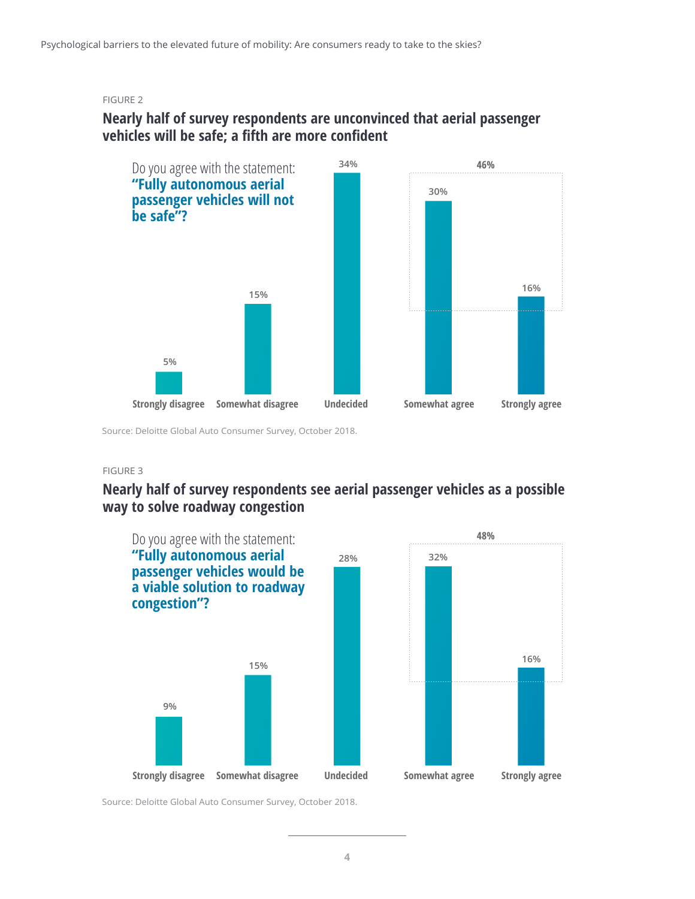FIGURE 2

## Nearly half of survey respondents are unconvinced that aerial passenger vehicles will be safe; a fifth are more confident

Do you agree with the statement: **"Fully autonomous aerial passenger vehicles will not be safe"?**

| Response | Percentage |
| --- | --- |
| Strongly disagree | 5% |
| Somewhat disagree | 15% |
| Undecided | 34% |
| Somewhat agree | 30% |
| Strongly agree | 16% |

Somewhat agree + Strongly agree: 46%

Source: Deloitte Global Auto Consumer Survey, October 2018.

FIGURE 3

## Nearly half of survey respondents see aerial passenger vehicles as a possible way to solve roadway congestion

Do you agree with the statement: **"Fully autonomous aerial passenger vehicles would be a viable solution to roadway congestion"?**

| Response | Percentage |
| --- | --- |
| Strongly disagree | 9% |
| Somewhat disagree | 15% |
| Undecided | 28% |
| Somewhat agree | 32% |
| Strongly agree | 16% |

Somewhat agree + Strongly agree: 48%

Source: Deloitte Global Auto Consumer Survey, October 2018.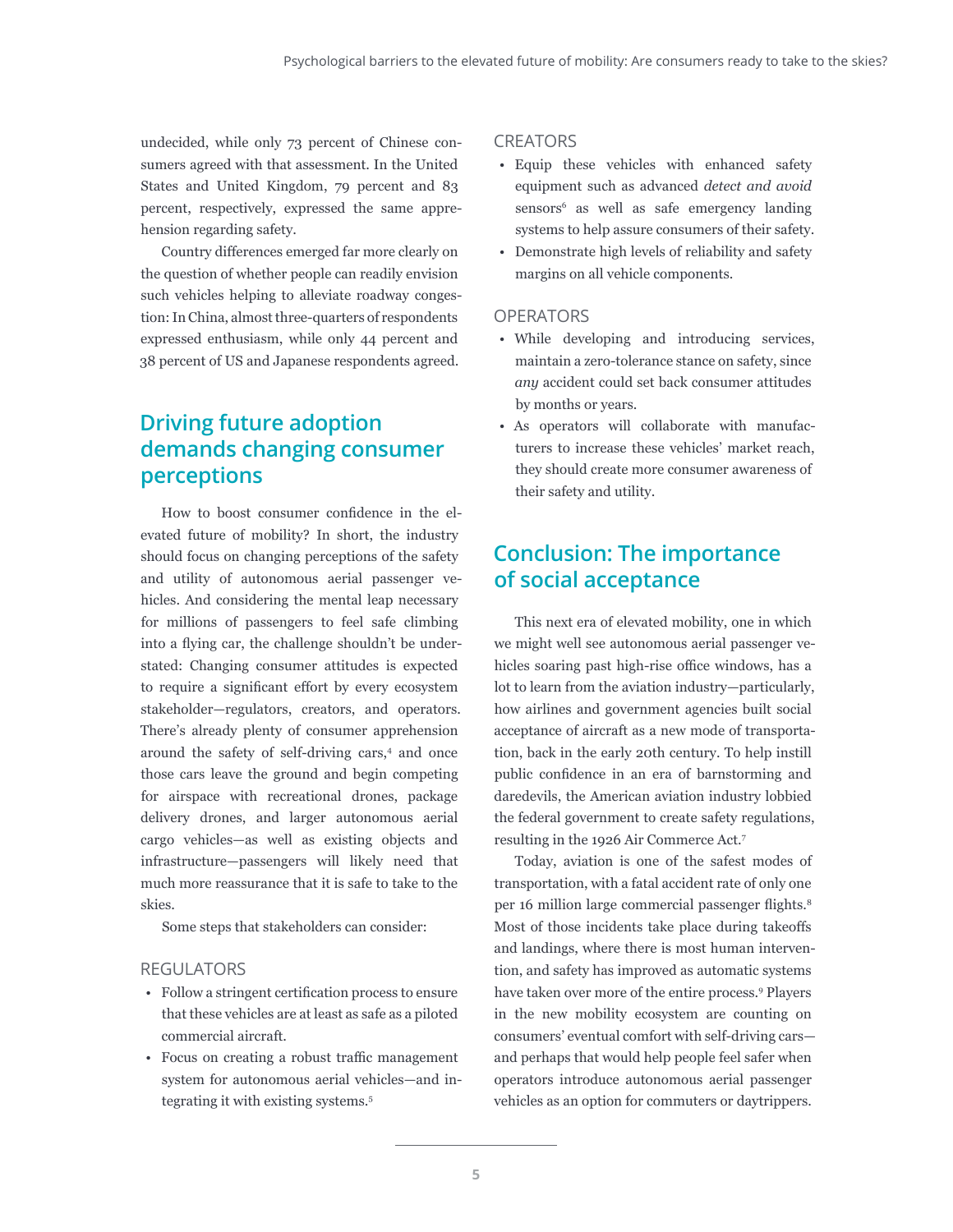undecided, while only 73 percent of Chinese consumers agreed with that assessment. In the United States and United Kingdom, 79 percent and 83 percent, respectively, expressed the same apprehension regarding safety.

Country differences emerged far more clearly on the question of whether people can readily envision such vehicles helping to alleviate roadway congestion: In China, almost three-quarters of respondents expressed enthusiasm, while only 44 percent and 38 percent of US and Japanese respondents agreed.

## Driving future adoption demands changing consumer perceptions

How to boost consumer confidence in the elevated future of mobility? In short, the industry should focus on changing perceptions of the safety and utility of autonomous aerial passenger vehicles. And considering the mental leap necessary for millions of passengers to feel safe climbing into a flying car, the challenge shouldn't be understated: Changing consumer attitudes is expected to require a significant effort by every ecosystem stakeholder—regulators, creators, and operators. There's already plenty of consumer apprehension around the safety of self-driving cars,[4] and once those cars leave the ground and begin competing for airspace with recreational drones, package delivery drones, and larger autonomous aerial cargo vehicles—as well as existing objects and infrastructure—passengers will likely need that much more reassurance that it is safe to take to the skies.

Some steps that stakeholders can consider:

### REGULATORS

- Follow a stringent certification process to ensure that these vehicles are at least as safe as a piloted commercial aircraft.
- Focus on creating a robust traffic management system for autonomous aerial vehicles—and integrating it with existing systems.[5]

### CREATORS

- Equip these vehicles with enhanced safety equipment such as advanced *detect and avoid* sensors[6] as well as safe emergency landing systems to help assure consumers of their safety.
- Demonstrate high levels of reliability and safety margins on all vehicle components.

### OPERATORS

- While developing and introducing services, maintain a zero-tolerance stance on safety, since *any* accident could set back consumer attitudes by months or years.
- As operators will collaborate with manufacturers to increase these vehicles' market reach, they should create more consumer awareness of their safety and utility.

## Conclusion: The importance of social acceptance

This next era of elevated mobility, one in which we might well see autonomous aerial passenger vehicles soaring past high-rise office windows, has a lot to learn from the aviation industry—particularly, how airlines and government agencies built social acceptance of aircraft as a new mode of transportation, back in the early 20th century. To help instill public confidence in an era of barnstorming and daredevils, the American aviation industry lobbied the federal government to create safety regulations, resulting in the 1926 Air Commerce Act.[7]

Today, aviation is one of the safest modes of transportation, with a fatal accident rate of only one per 16 million large commercial passenger flights.[8] Most of those incidents take place during takeoffs and landings, where there is most human intervention, and safety has improved as automatic systems have taken over more of the entire process.[9] Players in the new mobility ecosystem are counting on consumers' eventual comfort with self-driving cars—and perhaps that would help people feel safer when operators introduce autonomous aerial passenger vehicles as an option for commuters or daytrippers.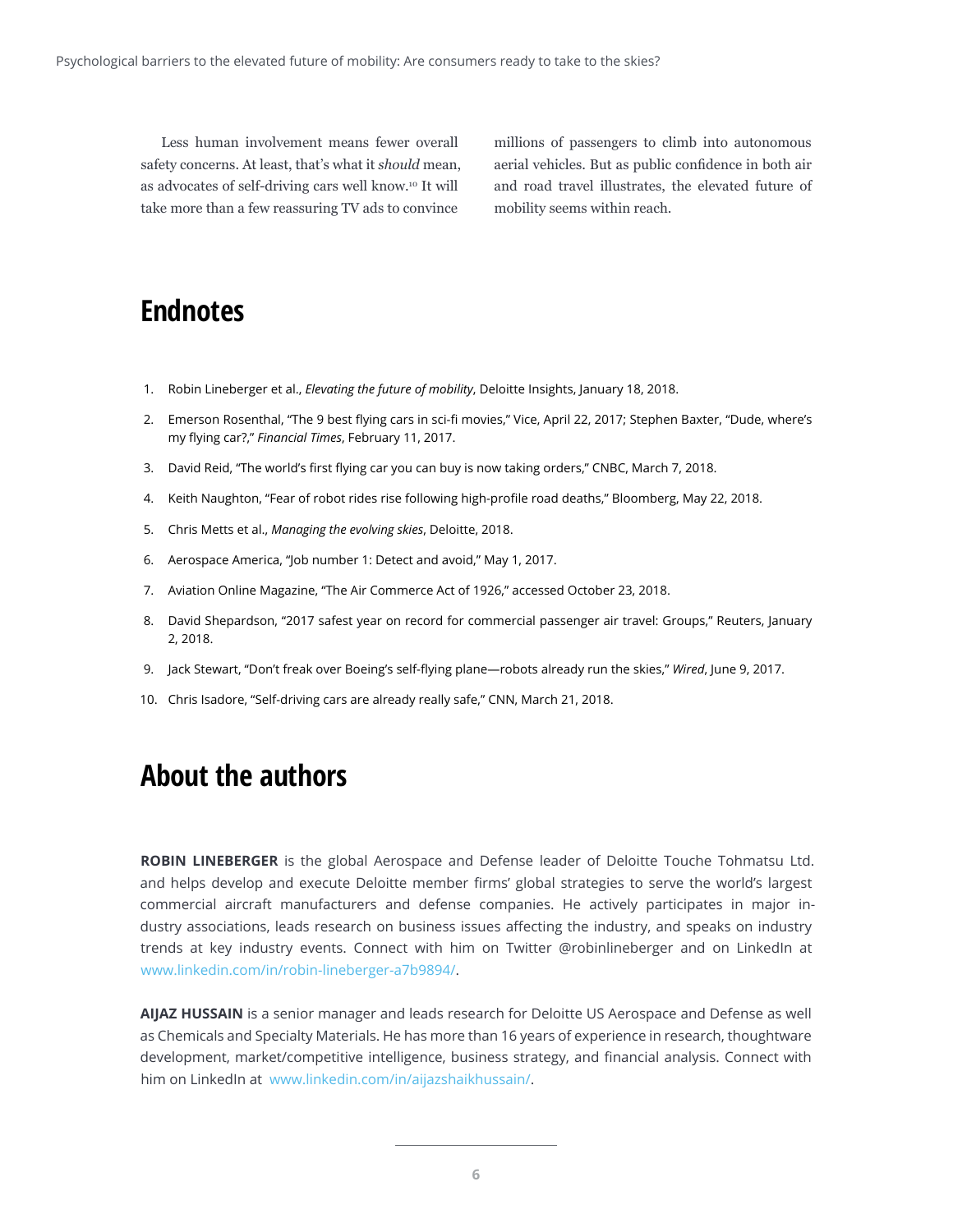Less human involvement means fewer overall safety concerns. At least, that's what it *should* mean, as advocates of self-driving cars well know.[10] It will take more than a few reassuring TV ads to convince millions of passengers to climb into autonomous aerial vehicles. But as public confidence in both air and road travel illustrates, the elevated future of mobility seems within reach.

## Endnotes

1. Robin Lineberger et al., *Elevating the future of mobility*, Deloitte Insights, January 18, 2018.
2. Emerson Rosenthal, "The 9 best flying cars in sci-fi movies," Vice, April 22, 2017; Stephen Baxter, "Dude, where's my flying car?," *Financial Times*, February 11, 2017.
3. David Reid, "The world's first flying car you can buy is now taking orders," CNBC, March 7, 2018.
4. Keith Naughton, "Fear of robot rides rise following high-profile road deaths," Bloomberg, May 22, 2018.
5. Chris Metts et al., *Managing the evolving skies*, Deloitte, 2018.
6. Aerospace America, "Job number 1: Detect and avoid," May 1, 2017.
7. Aviation Online Magazine, "The Air Commerce Act of 1926," accessed October 23, 2018.
8. David Shepardson, "2017 safest year on record for commercial passenger air travel: Groups," Reuters, January 2, 2018.
9. Jack Stewart, "Don't freak over Boeing's self-flying plane—robots already run the skies," *Wired*, June 9, 2017.
10. Chris Isadore, "Self-driving cars are already really safe," CNN, March 21, 2018.

## About the authors

**ROBIN LINEBERGER** is the global Aerospace and Defense leader of Deloitte Touche Tohmatsu Ltd. and helps develop and execute Deloitte member firms' global strategies to serve the world's largest commercial aircraft manufacturers and defense companies. He actively participates in major industry associations, leads research on business issues affecting the industry, and speaks on industry trends at key industry events. Connect with him on Twitter @robinlineberger and on LinkedIn at www.linkedin.com/in/robin-lineberger-a7b9894/.

**AIJAZ HUSSAIN** is a senior manager and leads research for Deloitte US Aerospace and Defense as well as Chemicals and Specialty Materials. He has more than 16 years of experience in research, thoughtware development, market/competitive intelligence, business strategy, and financial analysis. Connect with him on LinkedIn at www.linkedin.com/in/aijazshaikhussain/.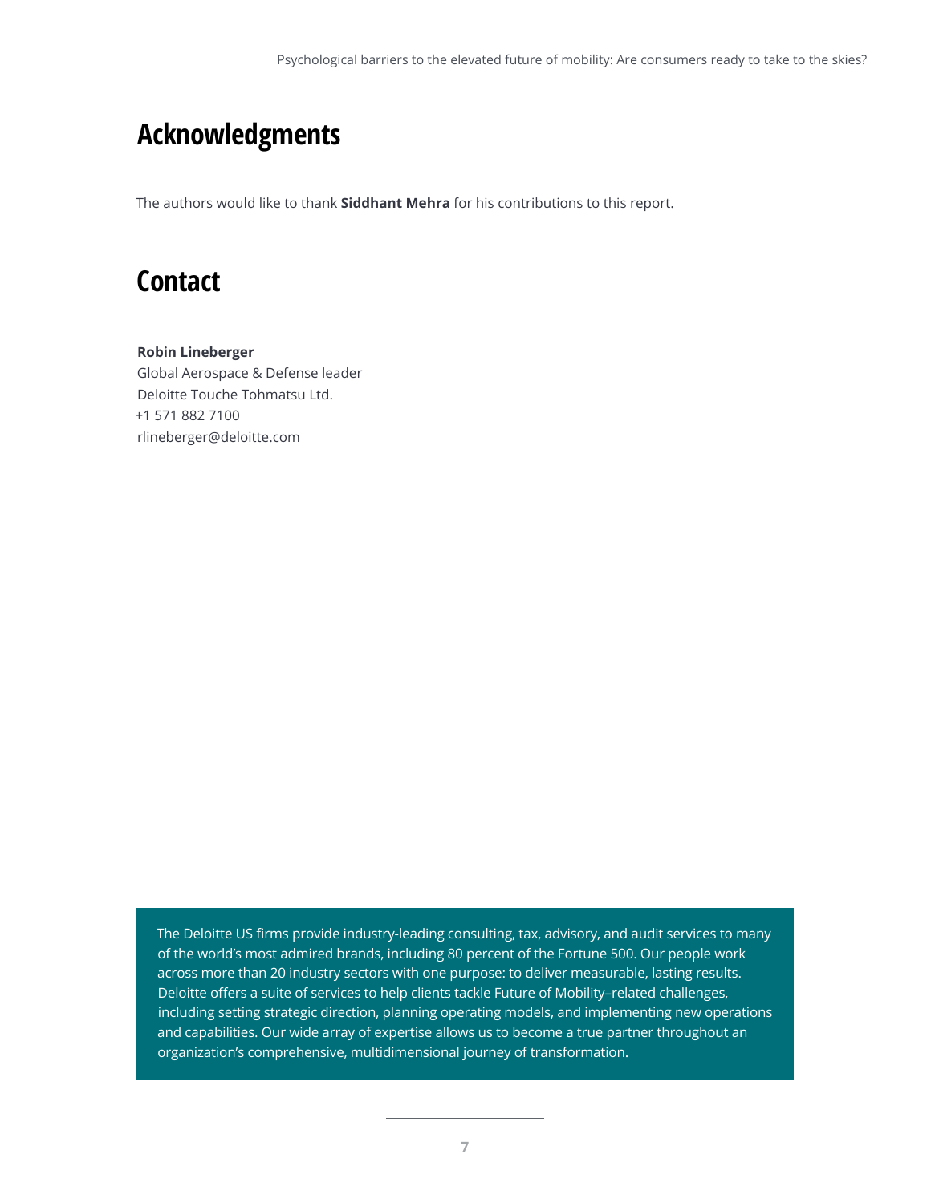## Acknowledgments

The authors would like to thank **Siddhant Mehra** for his contributions to this report.

## Contact

**Robin Lineberger**
Global Aerospace & Defense leader
Deloitte Touche Tohmatsu Ltd.
+1 571 882 7100
rlineberger@deloitte.com

The Deloitte US firms provide industry-leading consulting, tax, advisory, and audit services to many of the world's most admired brands, including 80 percent of the Fortune 500. Our people work across more than 20 industry sectors with one purpose: to deliver measurable, lasting results. Deloitte offers a suite of services to help clients tackle Future of Mobility–related challenges, including setting strategic direction, planning operating models, and implementing new operations and capabilities. Our wide array of expertise allows us to become a true partner throughout an organization's comprehensive, multidimensional journey of transformation.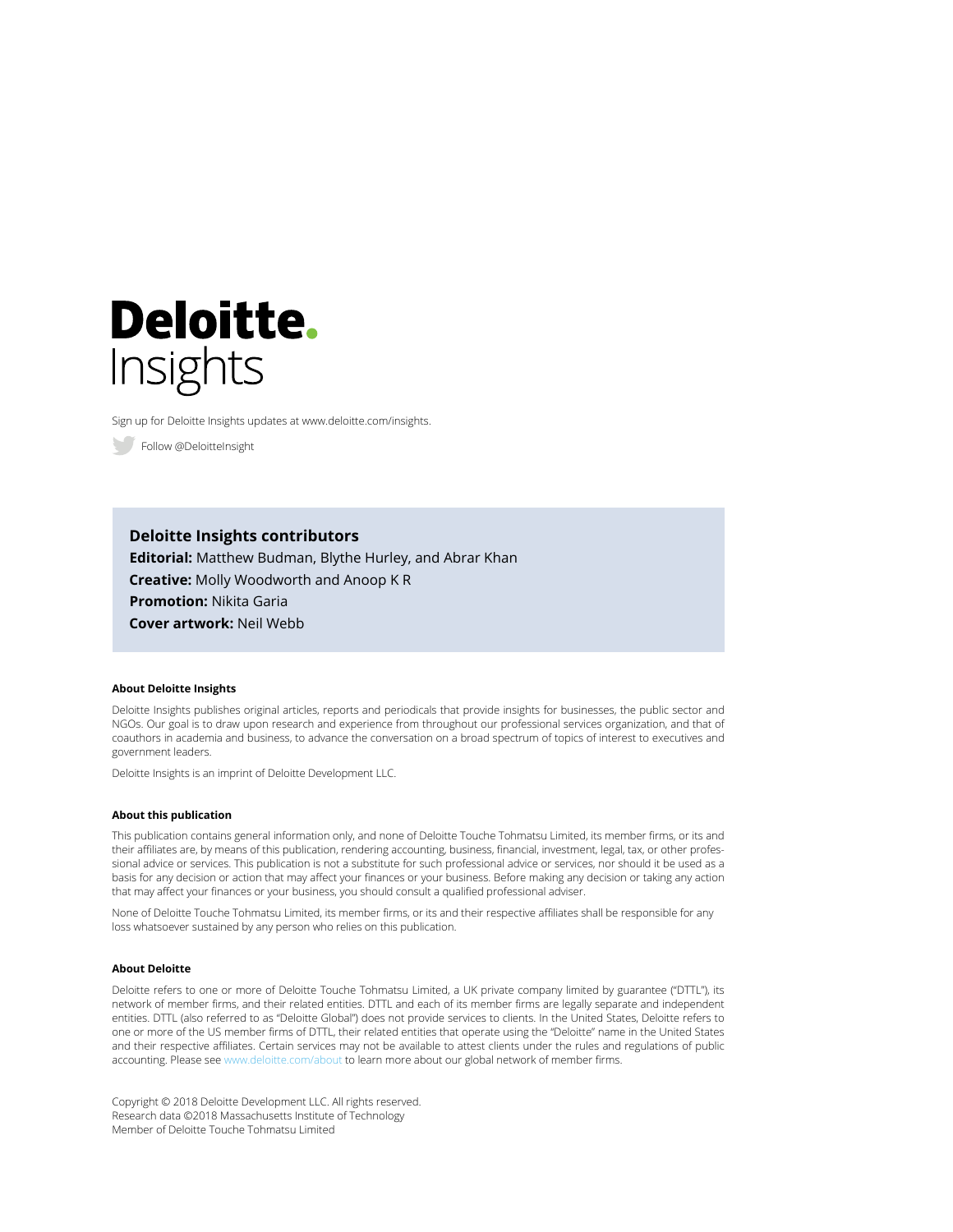# Deloitte. Insights

Sign up for Deloitte Insights updates at www.deloitte.com/insights.

Follow @DeloitteInsight

### Deloitte Insights contributors

**Editorial:** Matthew Budman, Blythe Hurley, and Abrar Khan
**Creative:** Molly Woodworth and Anoop K R
**Promotion:** Nikita Garia
**Cover artwork:** Neil Webb

#### About Deloitte Insights

Deloitte Insights publishes original articles, reports and periodicals that provide insights for businesses, the public sector and NGOs. Our goal is to draw upon research and experience from throughout our professional services organization, and that of coauthors in academia and business, to advance the conversation on a broad spectrum of topics of interest to executives and government leaders.

Deloitte Insights is an imprint of Deloitte Development LLC.

#### About this publication

This publication contains general information only, and none of Deloitte Touche Tohmatsu Limited, its member firms, or its and their affiliates are, by means of this publication, rendering accounting, business, financial, investment, legal, tax, or other professional advice or services. This publication is not a substitute for such professional advice or services, nor should it be used as a basis for any decision or action that may affect your finances or your business. Before making any decision or taking any action that may affect your finances or your business, you should consult a qualified professional adviser.

None of Deloitte Touche Tohmatsu Limited, its member firms, or its and their respective affiliates shall be responsible for any loss whatsoever sustained by any person who relies on this publication.

#### About Deloitte

Deloitte refers to one or more of Deloitte Touche Tohmatsu Limited, a UK private company limited by guarantee ("DTTL"), its network of member firms, and their related entities. DTTL and each of its member firms are legally separate and independent entities. DTTL (also referred to as "Deloitte Global") does not provide services to clients. In the United States, Deloitte refers to one or more of the US member firms of DTTL, their related entities that operate using the "Deloitte" name in the United States and their respective affiliates. Certain services may not be available to attest clients under the rules and regulations of public accounting. Please see www.deloitte.com/about to learn more about our global network of member firms.

Copyright © 2018 Deloitte Development LLC. All rights reserved.
Research data ©2018 Massachusetts Institute of Technology
Member of Deloitte Touche Tohmatsu Limited